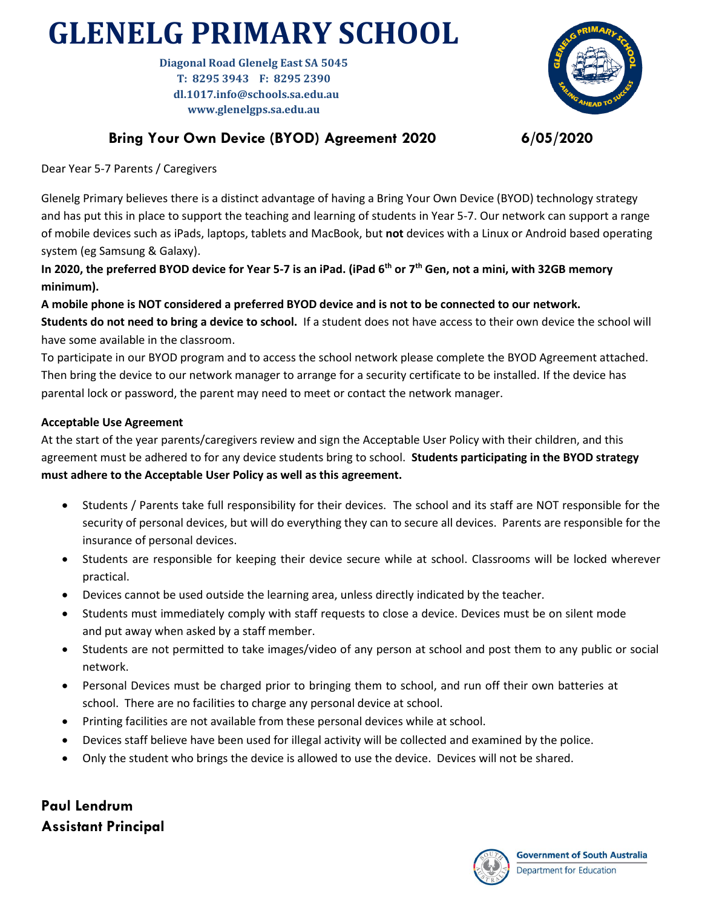# GLENELG PRIMARY SCHOOL

**Diagonal Road Glenelg East SA 5045**
**T: 8295 3943 F: 8295 2390**
**dl.1017.info@schools.sa.edu.au**
**www.glenelgps.sa.edu.au**

## Bring Your Own Device (BYOD) Agreement 2020 — 6/05/2020

Dear Year 5-7 Parents / Caregivers

Glenelg Primary believes there is a distinct advantage of having a Bring Your Own Device (BYOD) technology strategy and has put this in place to support the teaching and learning of students in Year 5-7. Our network can support a range of mobile devices such as iPads, laptops, tablets and MacBook, but **not** devices with a Linux or Android based operating system (eg Samsung & Galaxy).

**In 2020, the preferred BYOD device for Year 5-7 is an iPad. (iPad 6th or 7th Gen, not a mini, with 32GB memory minimum).**

**A mobile phone is NOT considered a preferred BYOD device and is not to be connected to our network.**

**Students do not need to bring a device to school.** If a student does not have access to their own device the school will have some available in the classroom.

To participate in our BYOD program and to access the school network please complete the BYOD Agreement attached. Then bring the device to our network manager to arrange for a security certificate to be installed. If the device has parental lock or password, the parent may need to meet or contact the network manager.

**Acceptable Use Agreement**

At the start of the year parents/caregivers review and sign the Acceptable User Policy with their children, and this agreement must be adhered to for any device students bring to school. **Students participating in the BYOD strategy must adhere to the Acceptable User Policy as well as this agreement.**

- Students / Parents take full responsibility for their devices. The school and its staff are NOT responsible for the security of personal devices, but will do everything they can to secure all devices. Parents are responsible for the insurance of personal devices.
- Students are responsible for keeping their device secure while at school. Classrooms will be locked wherever practical.
- Devices cannot be used outside the learning area, unless directly indicated by the teacher.
- Students must immediately comply with staff requests to close a device. Devices must be on silent mode and put away when asked by a staff member.
- Students are not permitted to take images/video of any person at school and post them to any public or social network.
- Personal Devices must be charged prior to bringing them to school, and run off their own batteries at school. There are no facilities to charge any personal device at school.
- Printing facilities are not available from these personal devices while at school.
- Devices staff believe have been used for illegal activity will be collected and examined by the police.
- Only the student who brings the device is allowed to use the device. Devices will not be shared.

**Paul Lendrum**
**Assistant Principal**

Government of South Australia
Department for Education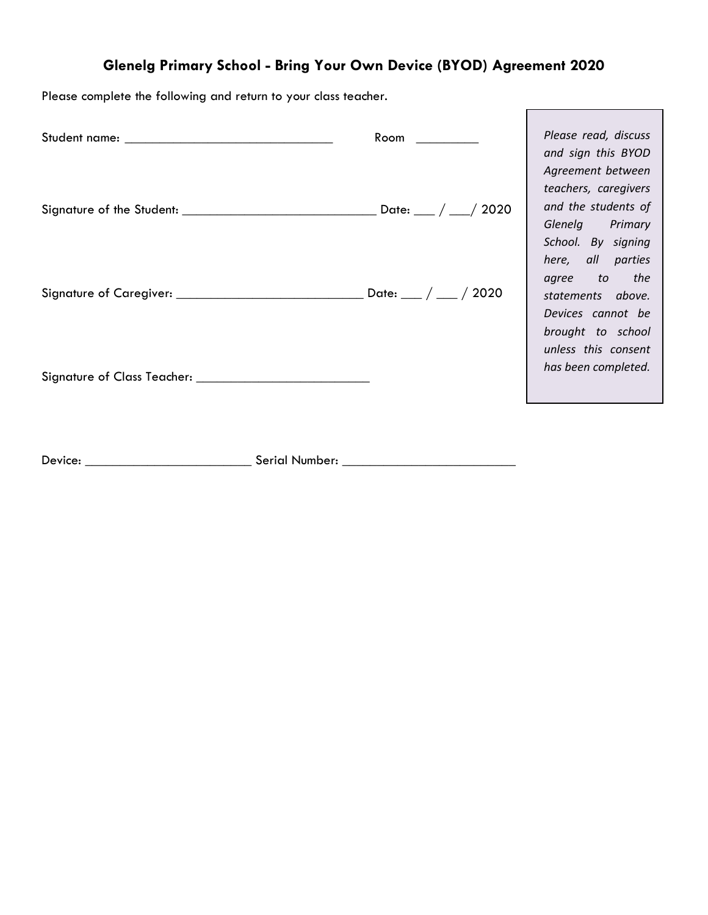**Glenelg Primary School - Bring Your Own Device (BYOD) Agreement 2020**

Please complete the following and return to your class teacher.

Student name: ______________________________ Room _________

Signature of the Student: ___________________________ Date: ___ / ___/ 2020

Signature of Caregiver: __________________________ Date: ___ / ___ / 2020

Signature of Class Teacher: ________________________

*Please read, discuss and sign this BYOD Agreement between teachers, caregivers and the students of Glenelg Primary School. By signing here, all parties agree to the statements above. Devices cannot be brought to school unless this consent has been completed.*

Device: ________________________ Serial Number: _________________________